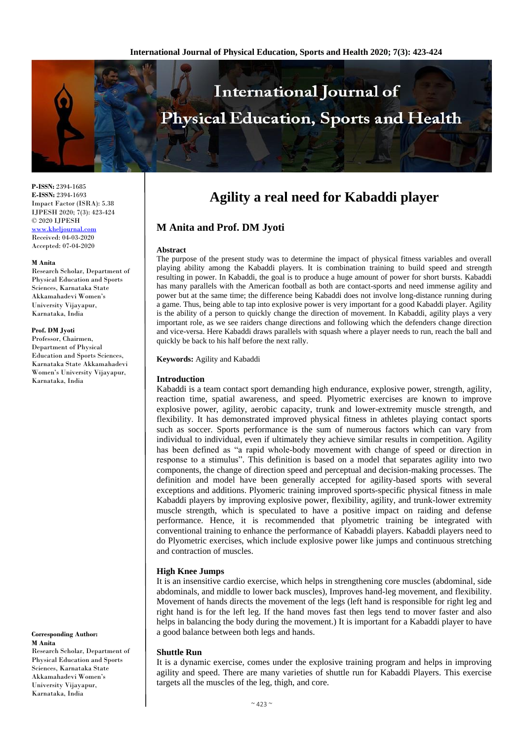**P-ISSN:** 2394-1685
**E-ISSN:** 2394-1693
Impact Factor (ISRA): 5.38
IJPESH 2020; 7(3): 423-424
© 2020 IJPESH
www.kheljournal.com
Received: 04-03-2020
Accepted: 07-04-2020

**M Anita**
Research Scholar, Department of Physical Education and Sports Sciences, Karnataka State Akkamahadevi Women's University Vijayapur, Karnataka, India

**Prof. DM Jyoti**
Professor, Chairmen, Department of Physical Education and Sports Sciences, Karnataka State Akkamahadevi Women's University Vijayapur, Karnataka, India

**Corresponding Author:**
**M Anita**
Research Scholar, Department of Physical Education and Sports Sciences, Karnataka State Akkamahadevi Women's University Vijayapur, Karnataka, India

# Agility a real need for Kabaddi player

## M Anita and Prof. DM Jyoti

**Abstract**

The purpose of the present study was to determine the impact of physical fitness variables and overall playing ability among the Kabaddi players. It is combination training to build speed and strength resulting in power. In Kabaddi, the goal is to produce a huge amount of power for short bursts. Kabaddi has many parallels with the American football as both are contact-sports and need immense agility and power but at the same time; the difference being Kabaddi does not involve long-distance running during a game. Thus, being able to tap into explosive power is very important for a good Kabaddi player. Agility is the ability of a person to quickly change the direction of movement. In Kabaddi, agility plays a very important role, as we see raiders change directions and following which the defenders change direction and vice-versa. Here Kabaddi draws parallels with squash where a player needs to run, reach the ball and quickly be back to his half before the next rally.

**Keywords:** Agility and Kabaddi

### Introduction

Kabaddi is a team contact sport demanding high endurance, explosive power, strength, agility, reaction time, spatial awareness, and speed. Plyometric exercises are known to improve explosive power, agility, aerobic capacity, trunk and lower-extremity muscle strength, and flexibility. It has demonstrated improved physical fitness in athletes playing contact sports such as soccer. Sports performance is the sum of numerous factors which can vary from individual to individual, even if ultimately they achieve similar results in competition. Agility has been defined as "a rapid whole-body movement with change of speed or direction in response to a stimulus". This definition is based on a model that separates agility into two components, the change of direction speed and perceptual and decision-making processes. The definition and model have been generally accepted for agility-based sports with several exceptions and additions. Plyomeric training improved sports-specific physical fitness in male Kabaddi players by improving explosive power, flexibility, agility, and trunk-lower extremity muscle strength, which is speculated to have a positive impact on raiding and defense performance. Hence, it is recommended that plyometric training be integrated with conventional training to enhance the performance of Kabaddi players. Kabaddi players need to do Plyometric exercises, which include explosive power like jumps and continuous stretching and contraction of muscles.

### High Knee Jumps

It is an insensitive cardio exercise, which helps in strengthening core muscles (abdominal, side abdominals, and middle to lower back muscles), Improves hand-leg movement, and flexibility. Movement of hands directs the movement of the legs (left hand is responsible for right leg and right hand is for the left leg. If the hand moves fast then legs tend to mover faster and also helps in balancing the body during the movement.) It is important for a Kabaddi player to have a good balance between both legs and hands.

### Shuttle Run

It is a dynamic exercise, comes under the explosive training program and helps in improving agility and speed. There are many varieties of shuttle run for Kabaddi Players. This exercise targets all the muscles of the leg, thigh, and core.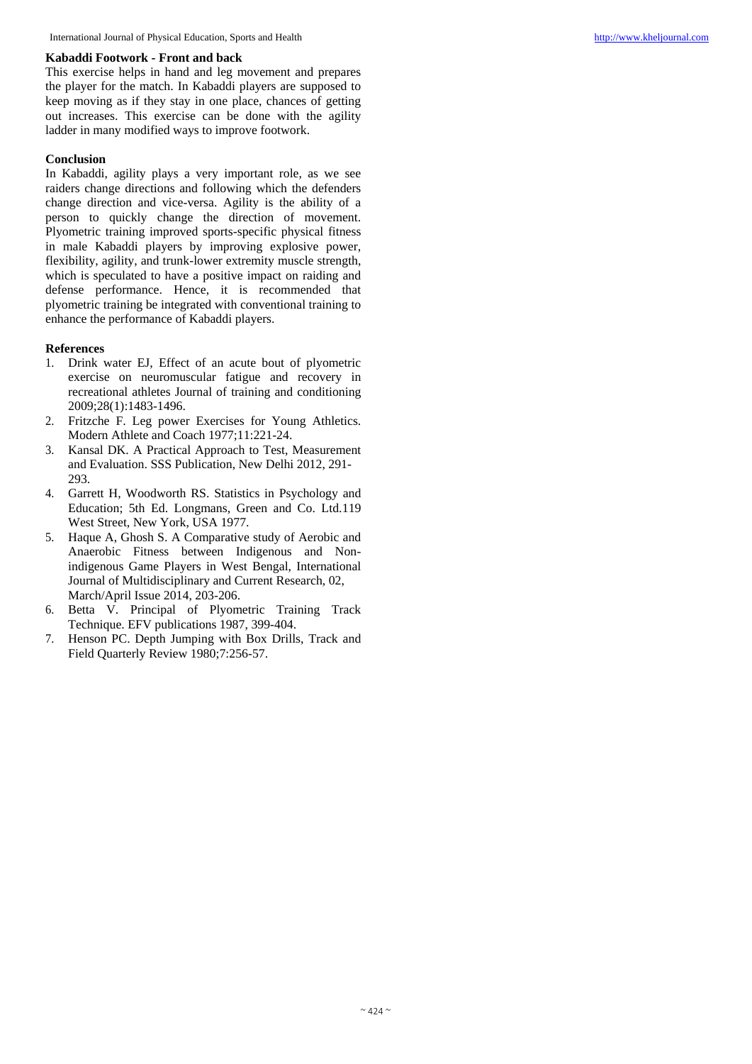### Kabaddi Footwork - Front and back

This exercise helps in hand and leg movement and prepares the player for the match. In Kabaddi players are supposed to keep moving as if they stay in one place, chances of getting out increases. This exercise can be done with the agility ladder in many modified ways to improve footwork.

## Conclusion

In Kabaddi, agility plays a very important role, as we see raiders change directions and following which the defenders change direction and vice-versa. Agility is the ability of a person to quickly change the direction of movement. Plyometric training improved sports-specific physical fitness in male Kabaddi players by improving explosive power, flexibility, agility, and trunk-lower extremity muscle strength, which is speculated to have a positive impact on raiding and defense performance. Hence, it is recommended that plyometric training be integrated with conventional training to enhance the performance of Kabaddi players.

## References

1. Drink water EJ, Effect of an acute bout of plyometric exercise on neuromuscular fatigue and recovery in recreational athletes Journal of training and conditioning 2009;28(1):1483-1496.
2. Fritzche F. Leg power Exercises for Young Athletics. Modern Athlete and Coach 1977;11:221-24.
3. Kansal DK. A Practical Approach to Test, Measurement and Evaluation. SSS Publication, New Delhi 2012, 291-293.
4. Garrett H, Woodworth RS. Statistics in Psychology and Education; 5th Ed. Longmans, Green and Co. Ltd.119 West Street, New York, USA 1977.
5. Haque A, Ghosh S. A Comparative study of Aerobic and Anaerobic Fitness between Indigenous and Non-indigenous Game Players in West Bengal, International Journal of Multidisciplinary and Current Research, 02, March/April Issue 2014, 203-206.
6. Betta V. Principal of Plyometric Training Track Technique. EFV publications 1987, 399-404.
7. Henson PC. Depth Jumping with Box Drills, Track and Field Quarterly Review 1980;7:256-57.